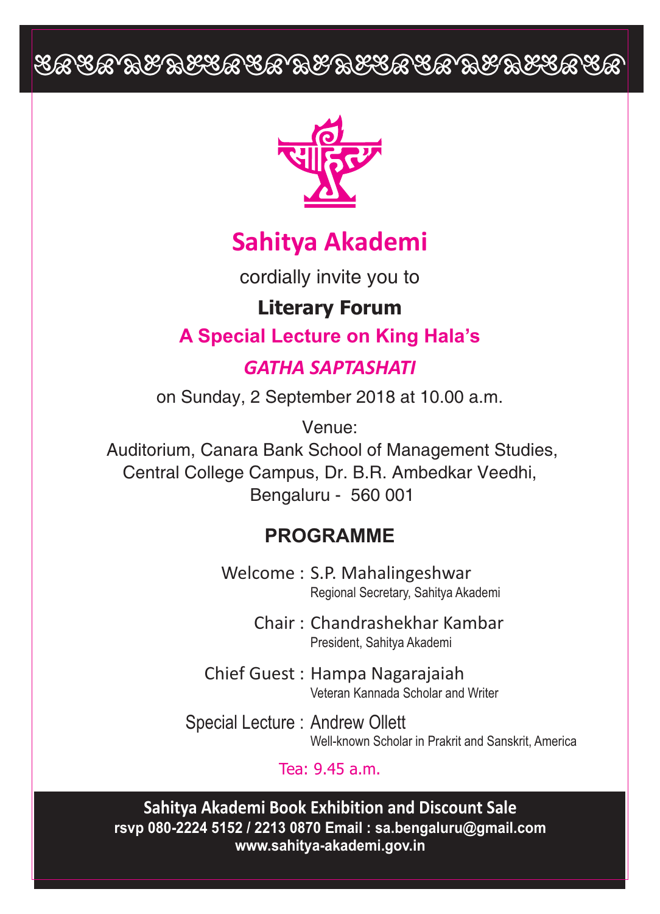# Sahitya Akademi

cordially invite you to

## Literary Forum

### A Special Lecture on King Hala's

### *GATHA SAPTASHATI*

on Sunday, 2 September 2018 at 10.00 a.m.

Venue:
Auditorium, Canara Bank School of Management Studies,
Central College Campus, Dr. B.R. Ambedkar Veedhi,
Bengaluru - 560 001

## PROGRAMME

Welcome : S.P. Mahalingeshwar
Regional Secretary, Sahitya Akademi

Chair : Chandrashekhar Kambar
President, Sahitya Akademi

Chief Guest : Hampa Nagarajaiah
Veteran Kannada Scholar and Writer

Special Lecture : Andrew Ollett
Well-known Scholar in Prakrit and Sanskrit, America

Tea: 9.45 a.m.

**Sahitya Akademi Book Exhibition and Discount Sale**
**rsvp 080-2224 5152 / 2213 0870 Email : sa.bengaluru@gmail.com**
**www.sahitya-akademi.gov.in**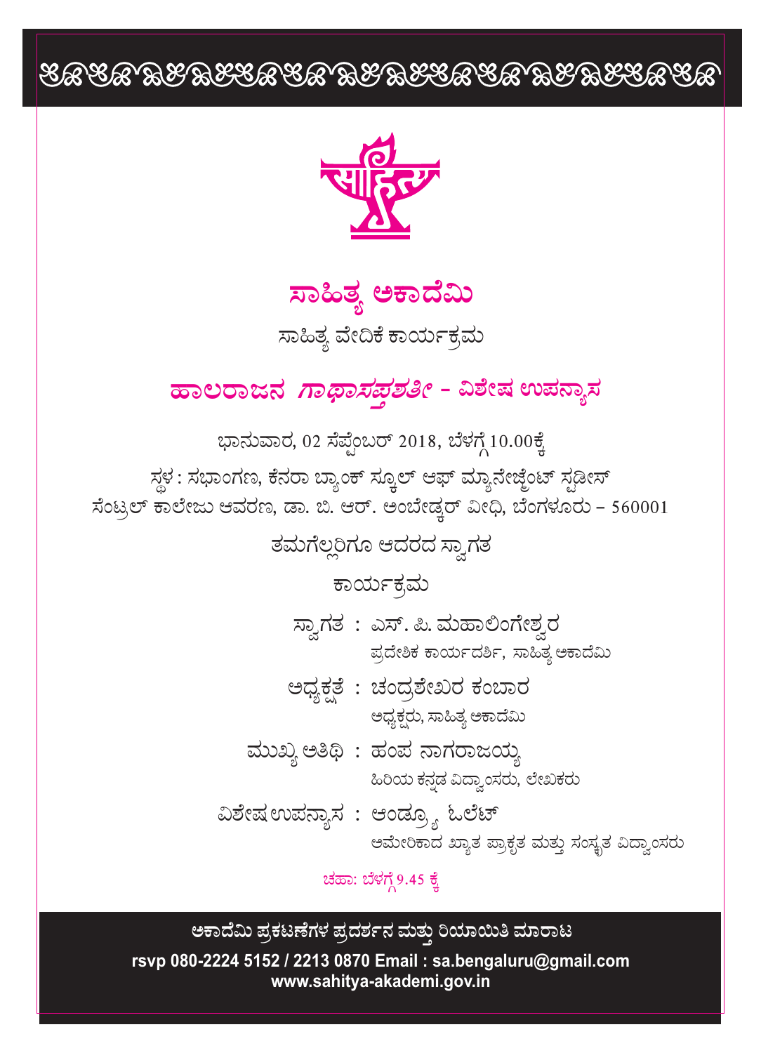# ಸಾಹಿತ್ಯ ಅಕಾದೆಮಿ

ಸಾಹಿತ್ಯ ವೇದಿಕೆ ಕಾರ್ಯಕ್ರಮ

## ಹಾಲರಾಜನ *ಗಾಥಾಸಪ್ತಶತೀ* - ವಿಶೇಷ ಉಪನ್ಯಾಸ

ಭಾನುವಾರ, 02 ಸೆಪ್ಟೆಂಬರ್ 2018, ಬೆಳಗ್ಗೆ 10.00ಕ್ಕೆ

ಸ್ಥಳ : ಸಭಾಂಗಣ, ಕೆನರಾ ಬ್ಯಾಂಕ್ ಸ್ಕೂಲ್ ಆಫ್ ಮ್ಯಾನೇಜ್ಮೆಂಟ್ ಸ್ಟಡೀಸ್
ಸೆಂಟ್ರಲ್ ಕಾಲೇಜು ಆವರಣ, ಡಾ. ಬಿ. ಆರ್. ಅಂಬೇಡ್ಕರ್ ವೀಧಿ, ಬೆಂಗಳೂರು – 560001

ತಮಗೆಲ್ಲರಿಗೂ ಆದರದ ಸ್ವಾಗತ

ಕಾರ್ಯಕ್ರಮ

ಸ್ವಾಗತ : ಎಸ್. ಪಿ. ಮಹಾಲಿಂಗೇಶ್ವರ
ಪ್ರದೇಶಿಕ ಕಾರ್ಯದರ್ಶಿ, ಸಾಹಿತ್ಯ ಅಕಾದೆಮಿ

ಅಧ್ಯಕ್ಷತೆ : ಚಂದ್ರಶೇಖರ ಕಂಬಾರ
ಅಧ್ಯಕ್ಷರು, ಸಾಹಿತ್ಯ ಅಕಾದೆಮಿ

ಮುಖ್ಯ ಅತಿಥಿ : ಹಂಪ ನಾಗರಾಜಯ್ಯ
ಹಿರಿಯ ಕನ್ನಡ ವಿದ್ವಾಂಸರು, ಲೇಖಕರು

ವಿಶೇಷ ಉಪನ್ಯಾಸ : ಆಂಡ್ರ್ಯೂ ಓಲೆಟ್
ಅಮೇರಿಕಾದ ಖ್ಯಾತ ಪ್ರಾಕೃತ ಮತ್ತು ಸಂಸ್ಕೃತ ವಿದ್ವಾಂಸರು

ಚಹಾ: ಬೆಳಗ್ಗೆ 9.45 ಕ್ಕೆ

**ಅಕಾದೆಮಿ ಪ್ರಕಟಣೆಗಳ ಪ್ರದರ್ಶನ ಮತ್ತು ರಿಯಾಯಿತಿ ಮಾರಾಟ**

**rsvp 080-2224 5152 / 2213 0870 Email : sa.bengaluru@gmail.com**
**www.sahitya-akademi.gov.in**